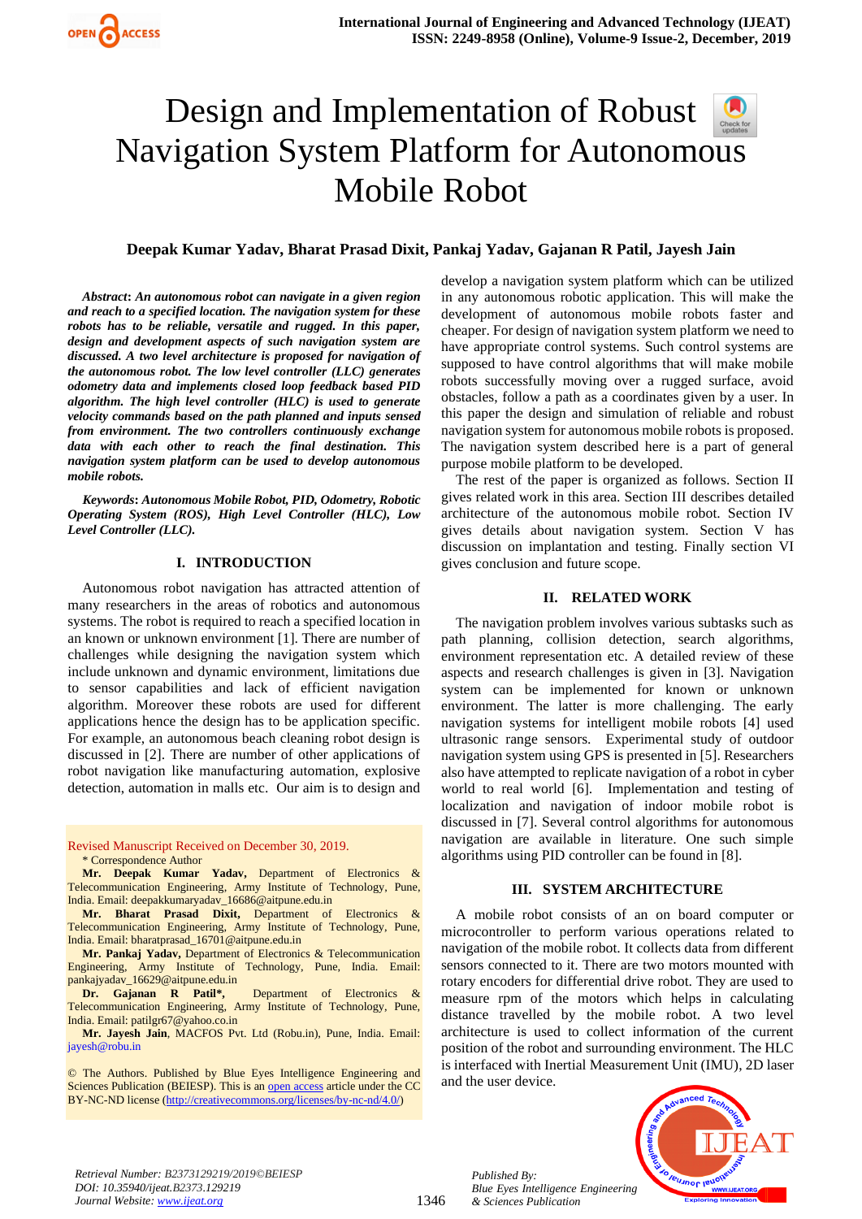# Design and Implementation of Robust Navigation System Platform for Autonomous Mobile Robot

**Deepak Kumar Yadav, Bharat Prasad Dixit, Pankaj Yadav, Gajanan R Patil, Jayesh Jain**

***Abstract***: ***An autonomous robot can navigate in a given region and reach to a specified location. The navigation system for these robots has to be reliable, versatile and rugged. In this paper, design and development aspects of such navigation system are discussed. A two level architecture is proposed for navigation of the autonomous robot. The low level controller (LLC) generates odometry data and implements closed loop feedback based PID algorithm. The high level controller (HLC) is used to generate velocity commands based on the path planned and inputs sensed from environment. The two controllers continuously exchange data with each other to reach the final destination. This navigation system platform can be used to develop autonomous mobile robots.***

***Keywords***: ***Autonomous Mobile Robot, PID, Odometry, Robotic Operating System (ROS), High Level Controller (HLC), Low Level Controller (LLC).***

## I. INTRODUCTION

Autonomous robot navigation has attracted attention of many researchers in the areas of robotics and autonomous systems. The robot is required to reach a specified location in an known or unknown environment [1]. There are number of challenges while designing the navigation system which include unknown and dynamic environment, limitations due to sensor capabilities and lack of efficient navigation algorithm. Moreover these robots are used for different applications hence the design has to be application specific. For example, an autonomous beach cleaning robot design is discussed in [2]. There are number of other applications of robot navigation like manufacturing automation, explosive detection, automation in malls etc. Our aim is to design and develop a navigation system platform which can be utilized in any autonomous robotic application. This will make the development of autonomous mobile robots faster and cheaper. For design of navigation system platform we need to have appropriate control systems. Such control systems are supposed to have control algorithms that will make mobile robots successfully moving over a rugged surface, avoid obstacles, follow a path as a coordinates given by a user. In this paper the design and simulation of reliable and robust navigation system for autonomous mobile robots is proposed. The navigation system described here is a part of general purpose mobile platform to be developed.

The rest of the paper is organized as follows. Section II gives related work in this area. Section III describes detailed architecture of the autonomous mobile robot. Section IV gives details about navigation system. Section V has discussion on implantation and testing. Finally section VI gives conclusion and future scope.

## II. RELATED WORK

The navigation problem involves various subtasks such as path planning, collision detection, search algorithms, environment representation etc. A detailed review of these aspects and research challenges is given in [3]. Navigation system can be implemented for known or unknown environment. The latter is more challenging. The early navigation systems for intelligent mobile robots [4] used ultrasonic range sensors. Experimental study of outdoor navigation system using GPS is presented in [5]. Researchers also have attempted to replicate navigation of a robot in cyber world to real world [6]. Implementation and testing of localization and navigation of indoor mobile robot is discussed in [7]. Several control algorithms for autonomous navigation are available in literature. One such simple algorithms using PID controller can be found in [8].

## III. SYSTEM ARCHITECTURE

A mobile robot consists of an on board computer or microcontroller to perform various operations related to navigation of the mobile robot. It collects data from different sensors connected to it. There are two motors mounted with rotary encoders for differential drive robot. They are used to measure rpm of the motors which helps in calculating distance travelled by the mobile robot. A two level architecture is used to collect information of the current position of the robot and surrounding environment. The HLC is interfaced with Inertial Measurement Unit (IMU), 2D laser and the user device.

---

Revised Manuscript Received on December 30, 2019.

\* Correspondence Author

**Mr. Deepak Kumar Yadav,** Department of Electronics & Telecommunication Engineering, Army Institute of Technology, Pune, India. Email: deepakkumaryadav_16686@aitpune.edu.in

**Mr. Bharat Prasad Dixit,** Department of Electronics & Telecommunication Engineering, Army Institute of Technology, Pune, India. Email: bharatprasad_16701@aitpune.edu.in

**Mr. Pankaj Yadav,** Department of Electronics & Telecommunication Engineering, Army Institute of Technology, Pune, India. Email: pankajyadav_16629@aitpune.edu.in

**Dr. Gajanan R Patil*,** Department of Electronics & Telecommunication Engineering, Army Institute of Technology, Pune, India. Email: patilgr67@yahoo.co.in

**Mr. Jayesh Jain**, MACFOS Pvt. Ltd (Robu.in), Pune, India. Email: jayesh@robu.in

© The Authors. Published by Blue Eyes Intelligence Engineering and Sciences Publication (BEIESP). This is an open access article under the CC BY-NC-ND license (http://creativecommons.org/licenses/by-nc-nd/4.0/)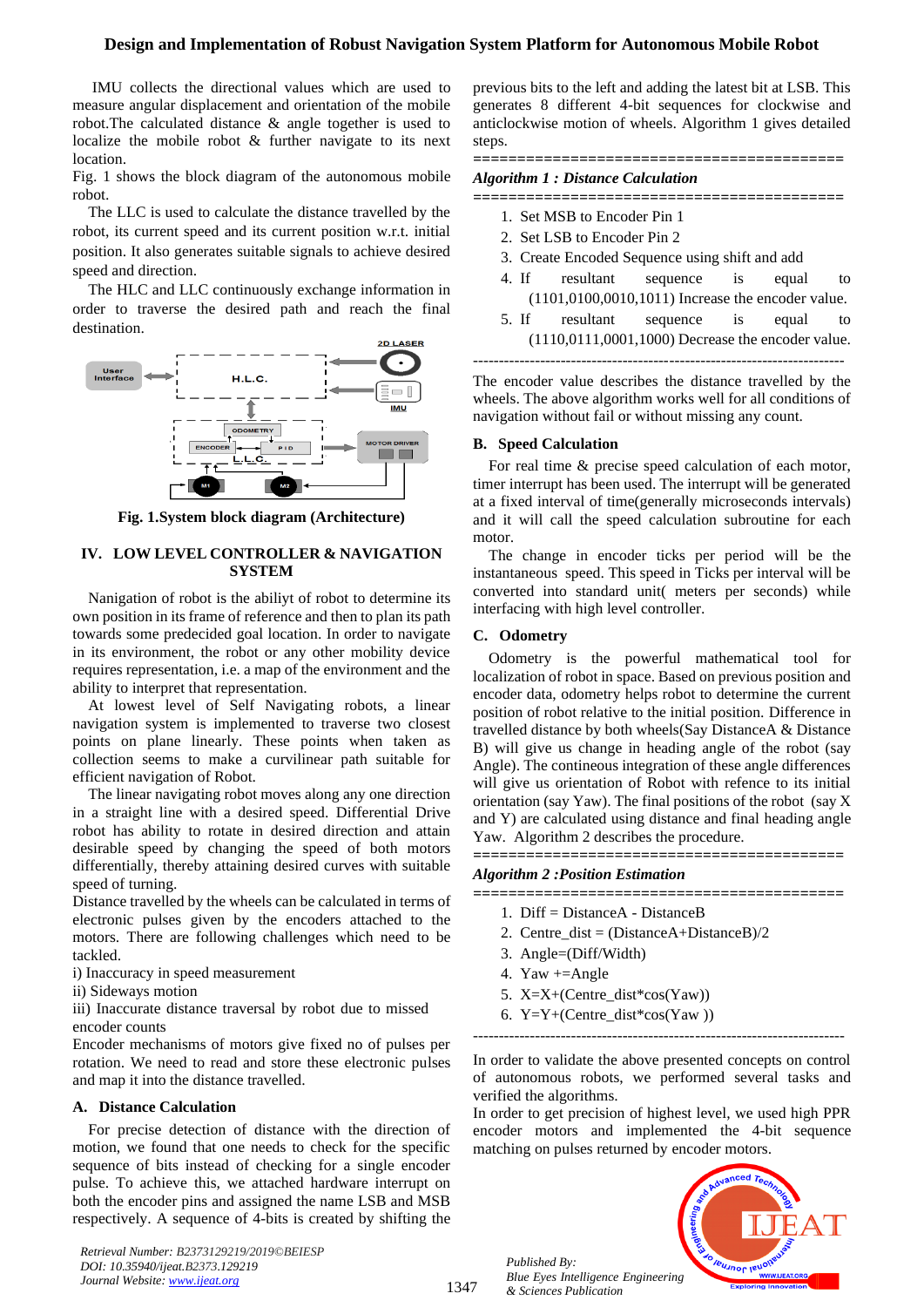IMU collects the directional values which are used to measure angular displacement and orientation of the mobile robot.The calculated distance & angle together is used to localize the mobile robot & further navigate to its next location.

Fig. 1 shows the block diagram of the autonomous mobile robot.

The LLC is used to calculate the distance travelled by the robot, its current speed and its current position w.r.t. initial position. It also generates suitable signals to achieve desired speed and direction.

The HLC and LLC continuously exchange information in order to traverse the desired path and reach the final destination.

**Fig. 1.System block diagram (Architecture)**

## IV. LOW LEVEL CONTROLLER & NAVIGATION SYSTEM

Nanigation of robot is the abiliyt of robot to determine its own position in its frame of reference and then to plan its path towards some predecided goal location. In order to navigate in its environment, the robot or any other mobility device requires representation, i.e. a map of the environment and the ability to interpret that representation.

At lowest level of Self Navigating robots, a linear navigation system is implemented to traverse two closest points on plane linearly. These points when taken as collection seems to make a curvilinear path suitable for efficient navigation of Robot.

The linear navigating robot moves along any one direction in a straight line with a desired speed. Differential Drive robot has ability to rotate in desired direction and attain desirable speed by changing the speed of both motors differentially, thereby attaining desired curves with suitable speed of turning.

Distance travelled by the wheels can be calculated in terms of electronic pulses given by the encoders attached to the motors. There are following challenges which need to be tackled.

i) Inaccuracy in speed measurement

ii) Sideways motion

iii) Inaccurate distance traversal by robot due to missed encoder counts

Encoder mechanisms of motors give fixed no of pulses per rotation. We need to read and store these electronic pulses and map it into the distance travelled.

### A. Distance Calculation

For precise detection of distance with the direction of motion, we found that one needs to check for the specific sequence of bits instead of checking for a single encoder pulse. To achieve this, we attached hardware interrupt on both the encoder pins and assigned the name LSB and MSB respectively. A sequence of 4-bits is created by shifting the previous bits to the left and adding the latest bit at LSB. This generates 8 different 4-bit sequences for clockwise and anticlockwise motion of wheels. Algorithm 1 gives detailed steps.

==========================================

***Algorithm 1 : Distance Calculation***

==========================================

1. Set MSB to Encoder Pin 1
2. Set LSB to Encoder Pin 2
3. Create Encoded Sequence using shift and add
4. If resultant sequence is equal to (1101,0100,0010,1011) Increase the encoder value.
5. If resultant sequence is equal to (1110,0111,0001,1000) Decrease the encoder value.

------------------------------------------------------------------------

The encoder value describes the distance travelled by the wheels. The above algorithm works well for all conditions of navigation without fail or without missing any count.

### B. Speed Calculation

For real time & precise speed calculation of each motor, timer interrupt has been used. The interrupt will be generated at a fixed interval of time(generally microseconds intervals) and it will call the speed calculation subroutine for each motor.

The change in encoder ticks per period will be the instantaneous speed. This speed in Ticks per interval will be converted into standard unit( meters per seconds) while interfacing with high level controller.

### C. Odometry

Odometry is the powerful mathematical tool for localization of robot in space. Based on previous position and encoder data, odometry helps robot to determine the current position of robot relative to the initial position. Difference in travelled distance by both wheels(Say DistanceA & Distance B) will give us change in heading angle of the robot (say Angle). The continuous integration of these angle differences will give us orientation of Robot with refence to its initial orientation (say Yaw). The final positions of the robot (say X and Y) are calculated using distance and final heading angle Yaw. Algorithm 2 describes the procedure.

==========================================

***Algorithm 2 :Position Estimation***

==========================================

1. Diff = DistanceA - DistanceB
2. Centre_dist = (DistanceA+DistanceB)/2
3. Angle=(Diff/Width)
4. Yaw +=Angle
5. X=X+(Centre_dist*cos(Yaw))
6. Y=Y+(Centre_dist*cos(Yaw ))

------------------------------------------------------------------------

In order to validate the above presented concepts on control of autonomous robots, we performed several tasks and verified the algorithms.

In order to get precision of highest level, we used high PPR encoder motors and implemented the 4-bit sequence matching on pulses returned by encoder motors.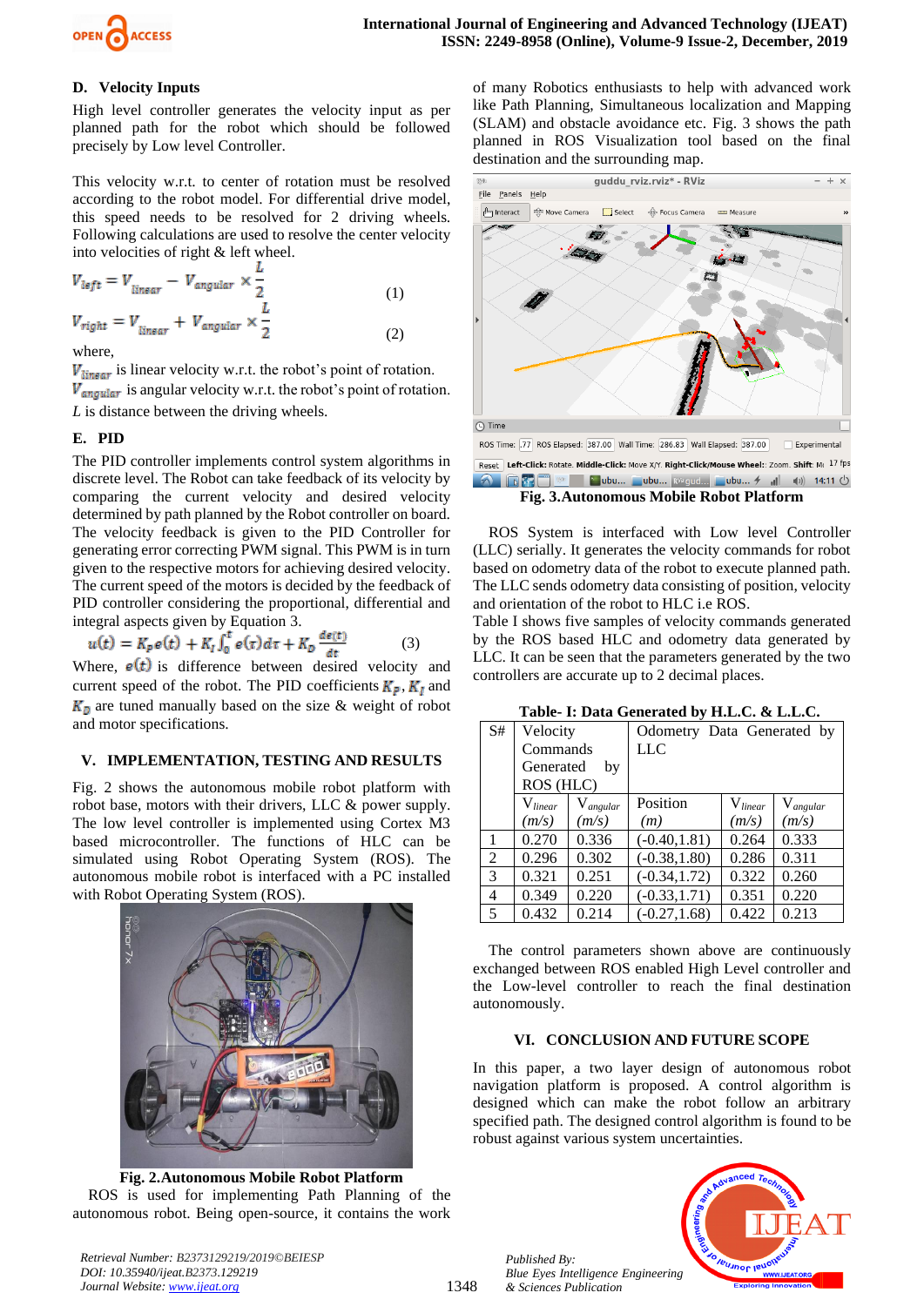### D. Velocity Inputs

High level controller generates the velocity input as per planned path for the robot which should be followed precisely by Low level Controller.

This velocity w.r.t. to center of rotation must be resolved according to the robot model. For differential drive model, this speed needs to be resolved for 2 driving wheels. Following calculations are used to resolve the center velocity into velocities of right & left wheel.

$$V_{left} = V_{linear} - V_{angular} \times \frac{L}{2} \tag{1}$$

$$V_{right} = V_{linear} + V_{angular} \times \frac{L}{2} \tag{2}$$

where,

$V_{linear}$ is linear velocity w.r.t. the robot's point of rotation.

$V_{angular}$ is angular velocity w.r.t. the robot's point of rotation.

$L$ is distance between the driving wheels.

### E. PID

The PID controller implements control system algorithms in discrete level. The Robot can take feedback of its velocity by comparing the current velocity and desired velocity determined by path planned by the Robot controller on board. The velocity feedback is given to the PID Controller for generating error correcting PWM signal. This PWM is in turn given to the respective motors for achieving desired velocity. The current speed of the motors is decided by the feedback of PID controller considering the proportional, differential and integral aspects given by Equation 3.

$$u(t) = K_p e(t) + K_I \int_0^t e(\tau) d\tau + K_D \frac{de(t)}{dt} \tag{3}$$

Where, $e(t)$ is difference between desired velocity and current speed of the robot. The PID coefficients $K_P$, $K_I$ and $K_D$ are tuned manually based on the size & weight of robot and motor specifications.

## V. IMPLEMENTATION, TESTING AND RESULTS

Fig. 2 shows the autonomous mobile robot platform with robot base, motors with their drivers, LLC & power supply. The low level controller is implemented using Cortex M3 based microcontroller. The functions of HLC can be simulated using Robot Operating System (ROS). The autonomous mobile robot is interfaced with a PC installed with Robot Operating System (ROS).

**Fig. 2. Autonomous Mobile Robot Platform**

ROS is used for implementing Path Planning of the autonomous robot. Being open-source, it contains the work of many Robotics enthusiasts to help with advanced work like Path Planning, Simultaneous localization and Mapping (SLAM) and obstacle avoidance etc. Fig. 3 shows the path planned in ROS Visualization tool based on the final destination and the surrounding map.

**Fig. 3. Autonomous Mobile Robot Platform**

ROS System is interfaced with Low level Controller (LLC) serially. It generates the velocity commands for robot based on odometry data of the robot to execute planned path. The LLC sends odometry data consisting of position, velocity and orientation of the robot to HLC i.e ROS.

Table I shows five samples of velocity commands generated by the ROS based HLC and odometry data generated by LLC. It can be seen that the parameters generated by the two controllers are accurate up to 2 decimal places.

**Table- I: Data Generated by H.L.C. & L.L.C.**

| S# | Velocity Commands Generated by ROS (HLC) | | Odometry Data Generated by LLC | | |
|---|---|---|---|---|---|
| | $V_{linear}$ (m/s) | $V_{angular}$ (m/s) | Position (m) | $V_{linear}$ (m/s) | $V_{angular}$ (m/s) |
| 1 | 0.270 | 0.336 | (-0.40,1.81) | 0.264 | 0.333 |
| 2 | 0.296 | 0.302 | (-0.38,1.80) | 0.286 | 0.311 |
| 3 | 0.321 | 0.251 | (-0.34,1.72) | 0.322 | 0.260 |
| 4 | 0.349 | 0.220 | (-0.33,1.71) | 0.351 | 0.220 |
| 5 | 0.432 | 0.214 | (-0.27,1.68) | 0.422 | 0.213 |

The control parameters shown above are continuously exchanged between ROS enabled High Level controller and the Low-level controller to reach the final destination autonomously.

## VI. CONCLUSION AND FUTURE SCOPE

In this paper, a two layer design of autonomous robot navigation platform is proposed. A control algorithm is designed which can make the robot follow an arbitrary specified path. The designed control algorithm is found to be robust against various system uncertainties.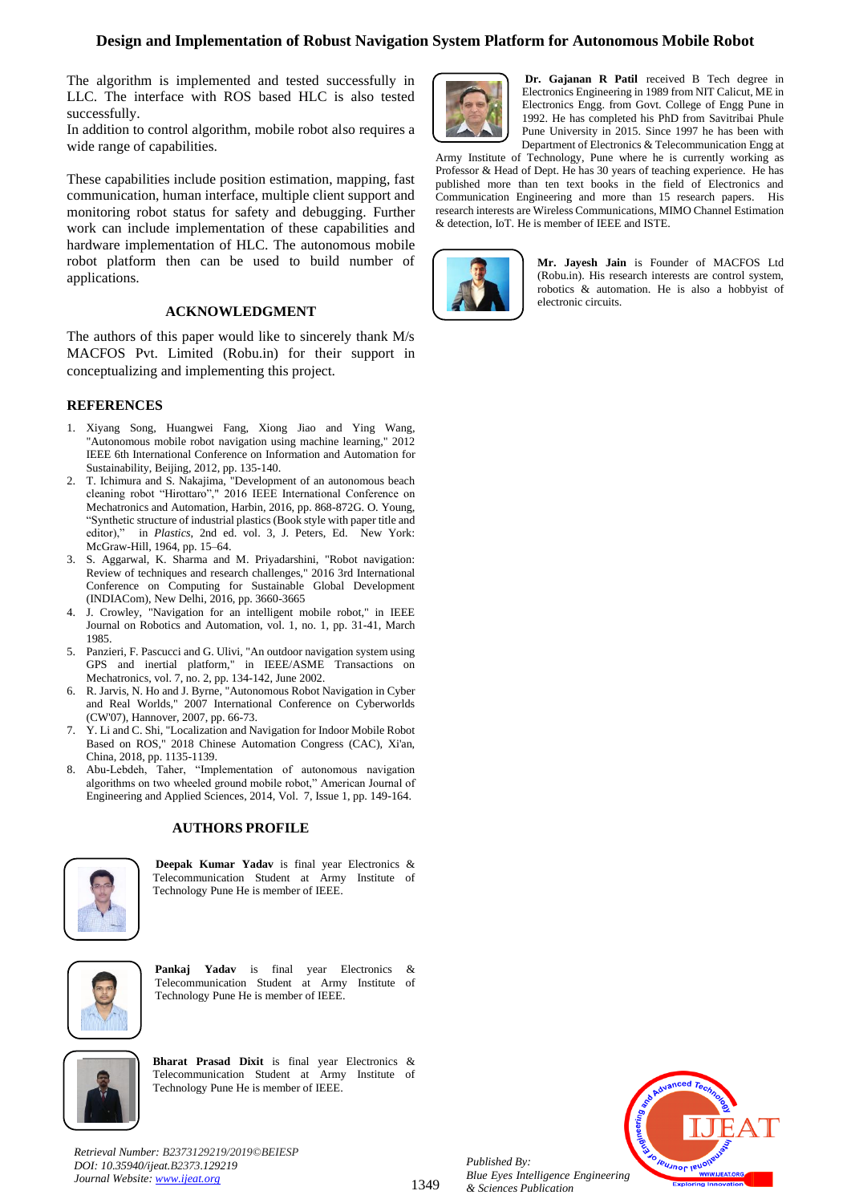The algorithm is implemented and tested successfully in LLC. The interface with ROS based HLC is also tested successfully.

In addition to control algorithm, mobile robot also requires a wide range of capabilities.

These capabilities include position estimation, mapping, fast communication, human interface, multiple client support and monitoring robot status for safety and debugging. Further work can include implementation of these capabilities and hardware implementation of HLC. The autonomous mobile robot platform then can be used to build number of applications.

## ACKNOWLEDGMENT

The authors of this paper would like to sincerely thank M/s MACFOS Pvt. Limited (Robu.in) for their support in conceptualizing and implementing this project.

## REFERENCES

1. Xiyang Song, Huangwei Fang, Xiong Jiao and Ying Wang, "Autonomous mobile robot navigation using machine learning," 2012 IEEE 6th International Conference on Information and Automation for Sustainability, Beijing, 2012, pp. 135-140.
2. T. Ichimura and S. Nakajima, "Development of an autonomous beach cleaning robot "Hirottaro"," 2016 IEEE International Conference on Mechatronics and Automation, Harbin, 2016, pp. 868-872G. O. Young, "Synthetic structure of industrial plastics (Book style with paper title and editor)," in *Plastics*, 2nd ed. vol. 3, J. Peters, Ed. New York: McGraw-Hill, 1964, pp. 15–64.
3. S. Aggarwal, K. Sharma and M. Priyadarshini, "Robot navigation: Review of techniques and research challenges," 2016 3rd International Conference on Computing for Sustainable Global Development (INDIACom), New Delhi, 2016, pp. 3660-3665
4. J. Crowley, "Navigation for an intelligent mobile robot," in IEEE Journal on Robotics and Automation, vol. 1, no. 1, pp. 31-41, March 1985.
5. Panzieri, F. Pascucci and G. Ulivi, "An outdoor navigation system using GPS and inertial platform," in IEEE/ASME Transactions on Mechatronics, vol. 7, no. 2, pp. 134-142, June 2002.
6. R. Jarvis, N. Ho and J. Byrne, "Autonomous Robot Navigation in Cyber and Real Worlds," 2007 International Conference on Cyberworlds (CW'07), Hannover, 2007, pp. 66-73.
7. Y. Li and C. Shi, "Localization and Navigation for Indoor Mobile Robot Based on ROS," 2018 Chinese Automation Congress (CAC), Xi'an, China, 2018, pp. 1135-1139.
8. Abu-Lebdeh, Taher, "Implementation of autonomous navigation algorithms on two wheeled ground mobile robot," American Journal of Engineering and Applied Sciences, 2014, Vol. 7, Issue 1, pp. 149-164.

## AUTHORS PROFILE

**Deepak Kumar Yadav** is final year Electronics & Telecommunication Student at Army Institute of Technology Pune He is member of IEEE.

**Pankaj Yadav** is final year Electronics & Telecommunication Student at Army Institute of Technology Pune He is member of IEEE.

**Bharat Prasad Dixit** is final year Electronics & Telecommunication Student at Army Institute of Technology Pune He is member of IEEE.

**Dr. Gajanan R Patil** received B Tech degree in Electronics Engineering in 1989 from NIT Calicut, ME in Electronics Engg. from Govt. College of Engg Pune in 1992. He has completed his PhD from Savitribai Phule Pune University in 2015. Since 1997 he has been with Department of Electronics & Telecommunication Engg at Army Institute of Technology, Pune where he is currently working as Professor & Head of Dept. He has 30 years of teaching experience. He has published more than ten text books in the field of Electronics and Communication Engineering and more than 15 research papers. His research interests are Wireless Communications, MIMO Channel Estimation & detection, IoT. He is member of IEEE and ISTE.

**Mr. Jayesh Jain** is Founder of MACFOS Ltd (Robu.in). His research interests are control system, robotics & automation. He is also a hobbyist of electronic circuits.